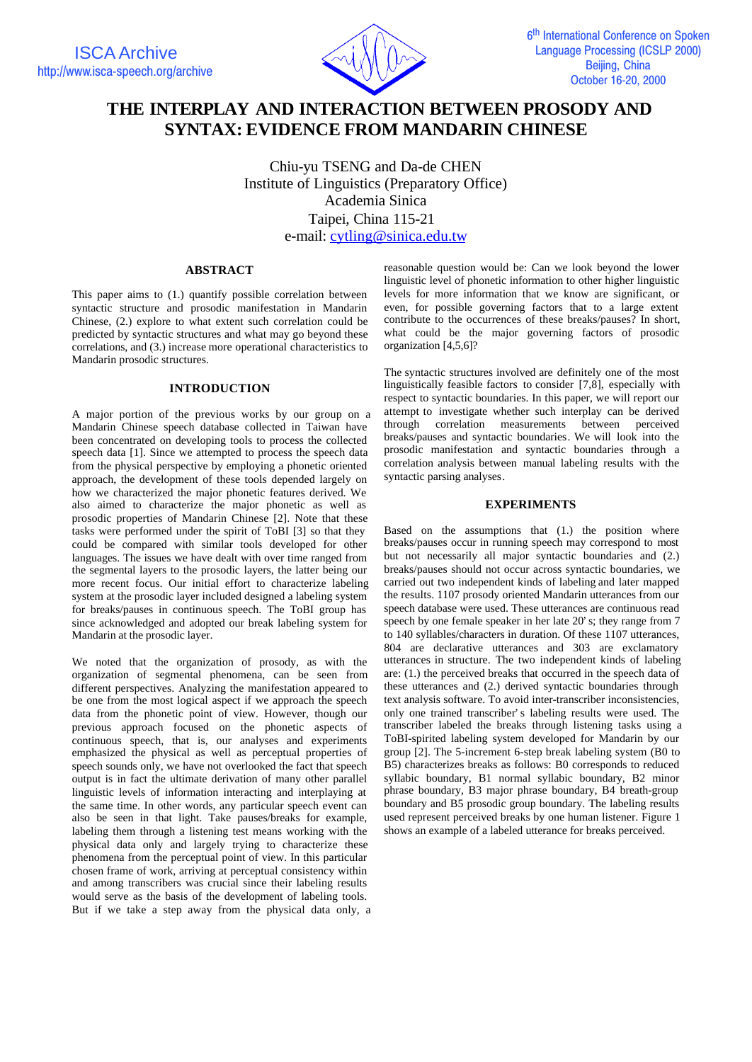# THE INTERPLAY AND INTERACTION BETWEEN PROSODY AND SYNTAX: EVIDENCE FROM MANDARIN CHINESE

Chiu-yu TSENG and Da-de CHEN
Institute of Linguistics (Preparatory Office)
Academia Sinica
Taipei, China 115-21
e-mail: cytling@sinica.edu.tw

## ABSTRACT

This paper aims to (1.) quantify possible correlation between syntactic structure and prosodic manifestation in Mandarin Chinese, (2.) explore to what extent such correlation could be predicted by syntactic structures and what may go beyond these correlations, and (3.) increase more operational characteristics to Mandarin prosodic structures.

## INTRODUCTION

A major portion of the previous works by our group on a Mandarin Chinese speech database collected in Taiwan have been concentrated on developing tools to process the collected speech data [1]. Since we attempted to process the speech data from the physical perspective by employing a phonetic oriented approach, the development of these tools depended largely on how we characterized the major phonetic features derived. We also aimed to characterize the major phonetic as well as prosodic properties of Mandarin Chinese [2]. Note that these tasks were performed under the spirit of ToBI [3] so that they could be compared with similar tools developed for other languages. The issues we have dealt with over time ranged from the segmental layers to the prosodic layers, the latter being our more recent focus. Our initial effort to characterize labeling system at the prosodic layer included designed a labeling system for breaks/pauses in continuous speech. The ToBI group has since acknowledged and adopted our break labeling system for Mandarin at the prosodic layer.

We noted that the organization of prosody, as with the organization of segmental phenomena, can be seen from different perspectives. Analyzing the manifestation appeared to be one from the most logical aspect if we approach the speech data from the phonetic point of view. However, though our previous approach focused on the phonetic aspects of continuous speech, that is, our analyses and experiments emphasized the physical as well as perceptual properties of speech sounds only, we have not overlooked the fact that speech output is in fact the ultimate derivation of many other parallel linguistic levels of information interacting and interplaying at the same time. In other words, any particular speech event can also be seen in that light. Take pauses/breaks for example, labeling them through a listening test means working with the physical data only and largely trying to characterize these phenomena from the perceptual point of view. In this particular chosen frame of work, arriving at perceptual consistency within and among transcribers was crucial since their labeling results would serve as the basis of the development of labeling tools. But if we take a step away from the physical data only, a reasonable question would be: Can we look beyond the lower linguistic level of phonetic information to other higher linguistic levels for more information that we know are significant, or even, for possible governing factors that to a large extent contribute to the occurrences of these breaks/pauses? In short, what could be the major governing factors of prosodic organization [4,5,6]?

The syntactic structures involved are definitely one of the most linguistically feasible factors to consider [7,8], especially with respect to syntactic boundaries. In this paper, we will report our attempt to investigate whether such interplay can be derived through correlation measurements between perceived breaks/pauses and syntactic boundaries. We will look into the prosodic manifestation and syntactic boundaries through a correlation analysis between manual labeling results with the syntactic parsing analyses.

## EXPERIMENTS

Based on the assumptions that (1.) the position where breaks/pauses occur in running speech may correspond to most but not necessarily all major syntactic boundaries and (2.) breaks/pauses should not occur across syntactic boundaries, we carried out two independent kinds of labeling and later mapped the results. 1107 prosody oriented Mandarin utterances from our speech database were used. These utterances are continuous read speech by one female speaker in her late 20's; they range from 7 to 140 syllables/characters in duration. Of these 1107 utterances, 804 are declarative utterances and 303 are exclamatory utterances in structure. The two independent kinds of labeling are: (1.) the perceived breaks that occurred in the speech data of these utterances and (2.) derived syntactic boundaries through text analysis software. To avoid inter-transcriber inconsistencies, only one trained transcriber's labeling results were used. The transcriber labeled the breaks through listening tasks using a ToBI-spirited labeling system developed for Mandarin by our group [2]. The 5-increment 6-step break labeling system (B0 to B5) characterizes breaks as follows: B0 corresponds to reduced syllabic boundary, B1 normal syllabic boundary, B2 minor phrase boundary, B3 major phrase boundary, B4 breath-group boundary and B5 prosodic group boundary. The labeling results used represent perceived breaks by one human listener. Figure 1 shows an example of a labeled utterance for breaks perceived.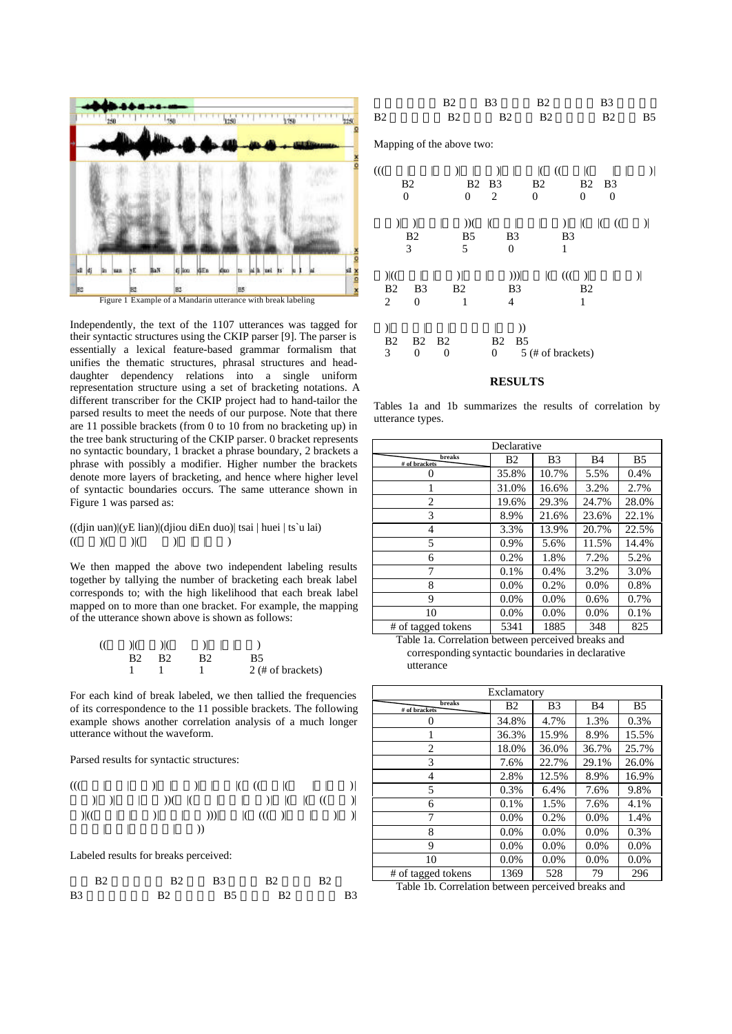Figure 1 Example of a Mandarin utterance with break labeling

Independently, the text of the 1107 utterances was tagged for their syntactic structures using the CKIP parser [9]. The parser is essentially a lexical feature-based grammar formalism that unifies the thematic structures, phrasal structures and head-daughter dependency relations into a single uniform representation structure using a set of bracketing notations. A different transcriber for the CKIP project had to hand-tailor the parsed results to meet the needs of our purpose. Note that there are 11 possible brackets (from 0 to 10 from no bracketing up) in the tree bank structuring of the CKIP parser. 0 bracket represents no syntactic boundary, 1 bracket a phrase boundary, 2 brackets a phrase with possibly a modifier. Higher number the brackets denote more layers of bracketing, and hence where higher level of syntactic boundaries occurs. The same utterance shown in Figure 1 was parsed as:

((djin uan)|(yE lian)|(djiou diEn duo)| tsai | huei | ts`u lai)
((    )|(    )|(    )|  |  |  )

We then mapped the above two independent labeling results together by tallying the number of bracketing each break label corresponds to; with the high likelihood that each break label mapped on to more than one bracket. For example, the mapping of the utterance shown above is shown as follows:

((    )|(    )|(    )|  |  |  )
B2 B2 B2 B5
1 1 1 2 (# of brackets)

For each kind of break labeled, we then tallied the frequencies of its correspondence to the 11 possible brackets. The following example shows another correlation analysis of a much longer utterance without the waveform.

Parsed results for syntactic structures:

(((  |  |  )|  |  )|  |  |(  ((  |(  |  |  )|
  )|  )|  |  ))(  |(  |  |  )|  |(  |(  ((  )|
)|((  |  |  )|  |  )))|  |(  (((  )|  |  )|  )|
  |  |  |  ))

Labeled results for breaks perceived:

B2 B2 B3 B2 B2
B3 B2 B5 B2 B3
B2 B3 B2 B3
B2 B2 B2 B2 B2 B5

Mapping of the above two:

(((  |  |  )|  |  )|  |  |(  ((  |(  |  |  )|
B2 B2 B3 B2 B2 B3
0 0 2 0 0 0

  )|  )|  |  ))(  |(  |  |  )|  |(  |(  ((  )|
B2 B5 B3 B3
3 5 0 1

)|((  |  |  )|  |  )))|  |(  (((  )|  |  )|
B2 B3 B2 B3 B2
2 0 1 4 1

)|  |  |  |  ))
B2 B2 B2 B2 B5
3 0 0 0 5 (# of brackets)

## RESULTS

Tables 1a and 1b summarizes the results of correlation by utterance types.

| Declarative | | | | |
|---|---|---|---|---|
| # of brackets \ breaks | B2 | B3 | B4 | B5 |
| 0 | 35.8% | 10.7% | 5.5% | 0.4% |
| 1 | 31.0% | 16.6% | 3.2% | 2.7% |
| 2 | 19.6% | 29.3% | 24.7% | 28.0% |
| 3 | 8.9% | 21.6% | 23.6% | 22.1% |
| 4 | 3.3% | 13.9% | 20.7% | 22.5% |
| 5 | 0.9% | 5.6% | 11.5% | 14.4% |
| 6 | 0.2% | 1.8% | 7.2% | 5.2% |
| 7 | 0.1% | 0.4% | 3.2% | 3.0% |
| 8 | 0.0% | 0.2% | 0.0% | 0.8% |
| 9 | 0.0% | 0.0% | 0.6% | 0.7% |
| 10 | 0.0% | 0.0% | 0.0% | 0.1% |
| # of tagged tokens | 5341 | 1885 | 348 | 825 |

Table 1a. Correlation between perceived breaks and corresponding syntactic boundaries in declarative utterance

| Exclamatory | | | | |
|---|---|---|---|---|
| # of brackets \ breaks | B2 | B3 | B4 | B5 |
| 0 | 34.8% | 4.7% | 1.3% | 0.3% |
| 1 | 36.3% | 15.9% | 8.9% | 15.5% |
| 2 | 18.0% | 36.0% | 36.7% | 25.7% |
| 3 | 7.6% | 22.7% | 29.1% | 26.0% |
| 4 | 2.8% | 12.5% | 8.9% | 16.9% |
| 5 | 0.3% | 6.4% | 7.6% | 9.8% |
| 6 | 0.1% | 1.5% | 7.6% | 4.1% |
| 7 | 0.0% | 0.2% | 0.0% | 1.4% |
| 8 | 0.0% | 0.0% | 0.0% | 0.3% |
| 9 | 0.0% | 0.0% | 0.0% | 0.0% |
| 10 | 0.0% | 0.0% | 0.0% | 0.0% |
| # of tagged tokens | 1369 | 528 | 79 | 296 |

Table 1b. Correlation between perceived breaks and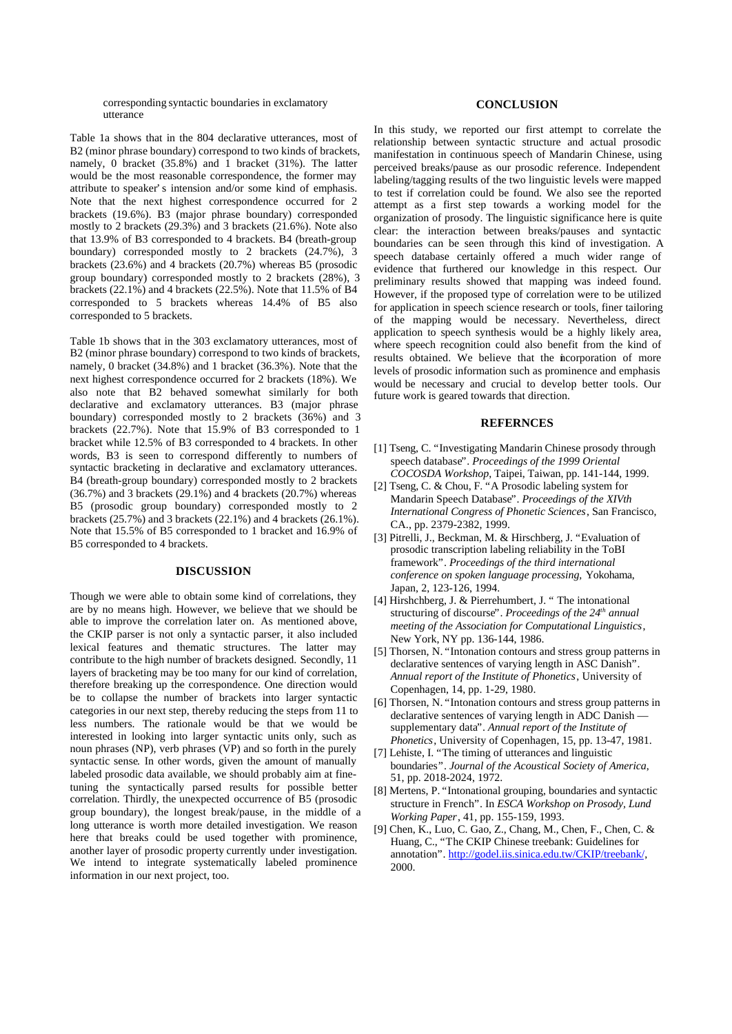corresponding syntactic boundaries in exclamatory utterance

Table 1a shows that in the 804 declarative utterances, most of B2 (minor phrase boundary) correspond to two kinds of brackets, namely, 0 bracket (35.8%) and 1 bracket (31%). The latter would be the most reasonable correspondence, the former may attribute to speaker's intension and/or some kind of emphasis. Note that the next highest correspondence occurred for 2 brackets (19.6%). B3 (major phrase boundary) corresponded mostly to 2 brackets (29.3%) and 3 brackets (21.6%). Note also that 13.9% of B3 corresponded to 4 brackets. B4 (breath-group boundary) corresponded mostly to 2 brackets (24.7%), 3 brackets (23.6%) and 4 brackets (20.7%) whereas B5 (prosodic group boundary) corresponded mostly to 2 brackets (28%), 3 brackets (22.1%) and 4 brackets (22.5%). Note that 11.5% of B4 corresponded to 5 brackets whereas 14.4% of B5 also corresponded to 5 brackets.

Table 1b shows that in the 303 exclamatory utterances, most of B2 (minor phrase boundary) correspond to two kinds of brackets, namely, 0 bracket (34.8%) and 1 bracket (36.3%). Note that the next highest correspondence occurred for 2 brackets (18%). We also note that B2 behaved somewhat similarly for both declarative and exclamatory utterances. B3 (major phrase boundary) corresponded mostly to 2 brackets (36%) and 3 brackets (22.7%). Note that 15.9% of B3 corresponded to 1 bracket while 12.5% of B3 corresponded to 4 brackets. In other words, B3 is seen to correspond differently to numbers of syntactic bracketing in declarative and exclamatory utterances. B4 (breath-group boundary) corresponded mostly to 2 brackets (36.7%) and 3 brackets (29.1%) and 4 brackets (20.7%) whereas B5 (prosodic group boundary) corresponded mostly to 2 brackets (25.7%) and 3 brackets (22.1%) and 4 brackets (26.1%). Note that 15.5% of B5 corresponded to 1 bracket and 16.9% of B5 corresponded to 4 brackets.

## DISCUSSION

Though we were able to obtain some kind of correlations, they are by no means high. However, we believe that we should be able to improve the correlation later on. As mentioned above, the CKIP parser is not only a syntactic parser, it also included lexical features and thematic structures. The latter may contribute to the high number of brackets designed. Secondly, 11 layers of bracketing may be too many for our kind of correlation, therefore breaking up the correspondence. One direction would be to collapse the number of brackets into larger syntactic categories in our next step, thereby reducing the steps from 11 to less numbers. The rationale would be that we would be interested in looking into larger syntactic units only, such as noun phrases (NP), verb phrases (VP) and so forth in the purely syntactic sense. In other words, given the amount of manually labeled prosodic data available, we should probably aim at fine-tuning the syntactically parsed results for possible better correlation. Thirdly, the unexpected occurrence of B5 (prosodic group boundary), the longest break/pause, in the middle of a long utterance is worth more detailed investigation. We reason here that breaks could be used together with prominence, another layer of prosodic property currently under investigation. We intend to integrate systematically labeled prominence information in our next project, too.

## CONCLUSION

In this study, we reported our first attempt to correlate the relationship between syntactic structure and actual prosodic manifestation in continuous speech of Mandarin Chinese, using perceived breaks/pause as our prosodic reference. Independent labeling/tagging results of the two linguistic levels were mapped to test if correlation could be found. We also see the reported attempt as a first step towards a working model for the organization of prosody. The linguistic significance here is quite clear: the interaction between breaks/pauses and syntactic boundaries can be seen through this kind of investigation. A speech database certainly offered a much wider range of evidence that furthered our knowledge in this respect. Our preliminary results showed that mapping was indeed found. However, if the proposed type of correlation were to be utilized for application in speech science research or tools, finer tailoring of the mapping would be necessary. Nevertheless, direct application to speech synthesis would be a highly likely area, where speech recognition could also benefit from the kind of results obtained. We believe that the incorporation of more levels of prosodic information such as prominence and emphasis would be necessary and crucial to develop better tools. Our future work is geared towards that direction.

## REFERNCES

[1] Tseng, C. "Investigating Mandarin Chinese prosody through speech database". *Proceedings of the 1999 Oriental COCOSDA Workshop*, Taipei, Taiwan, pp. 141-144, 1999.

[2] Tseng, C. & Chou, F. "A Prosodic labeling system for Mandarin Speech Database". *Proceedings of the XIVth International Congress of Phonetic Sciences*, San Francisco, CA., pp. 2379-2382, 1999.

[3] Pitrelli, J., Beckman, M. & Hirschberg, J. "Evaluation of prosodic transcription labeling reliability in the ToBI framework". *Proceedings of the third international conference on spoken language processing*, Yokohama, Japan, 2, 123-126, 1994.

[4] Hirshchberg, J. & Pierrehumbert, J. " The intonational structuring of discourse". *Proceedings of the 24th annual meeting of the Association for Computational Linguistics*, New York, NY pp. 136-144, 1986.

[5] Thorsen, N. "Intonation contours and stress group patterns in declarative sentences of varying length in ASC Danish". *Annual report of the Institute of Phonetics*, University of Copenhagen, 14, pp. 1-29, 1980.

[6] Thorsen, N. "Intonation contours and stress group patterns in declarative sentences of varying length in ADC Danish — supplementary data". *Annual report of the Institute of Phonetics*, University of Copenhagen, 15, pp. 13-47, 1981.

[7] Lehiste, I. "The timing of utterances and linguistic boundaries". *Journal of the Acoustical Society of America*, 51, pp. 2018-2024, 1972.

[8] Mertens, P. "Intonational grouping, boundaries and syntactic structure in French". In *ESCA Workshop on Prosody, Lund Working Paper*, 41, pp. 155-159, 1993.

[9] Chen, K., Luo, C. Gao, Z., Chang, M., Chen, F., Chen, C. & Huang, C., "The CKIP Chinese treebank: Guidelines for annotation". http://godel.iis.sinica.edu.tw/CKIP/treebank/, 2000.